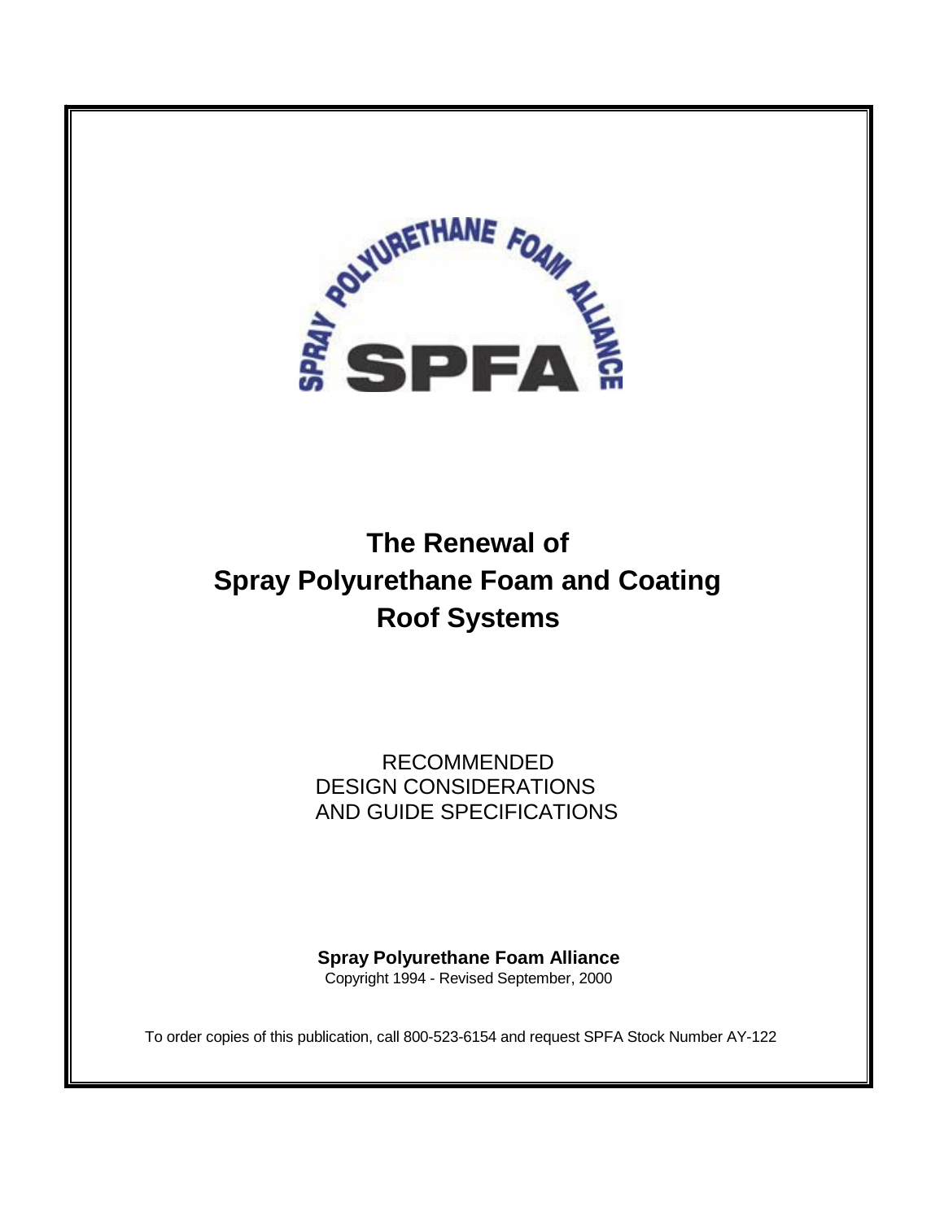SPRAY POLYURETHANE FOAM ALLIANCE

SPFA

# The Renewal of Spray Polyurethane Foam and Coating Roof Systems

RECOMMENDED
DESIGN CONSIDERATIONS
AND GUIDE SPECIFICATIONS

**Spray Polyurethane Foam Alliance**
Copyright 1994 - Revised September, 2000

To order copies of this publication, call 800-523-6154 and request SPFA Stock Number AY-122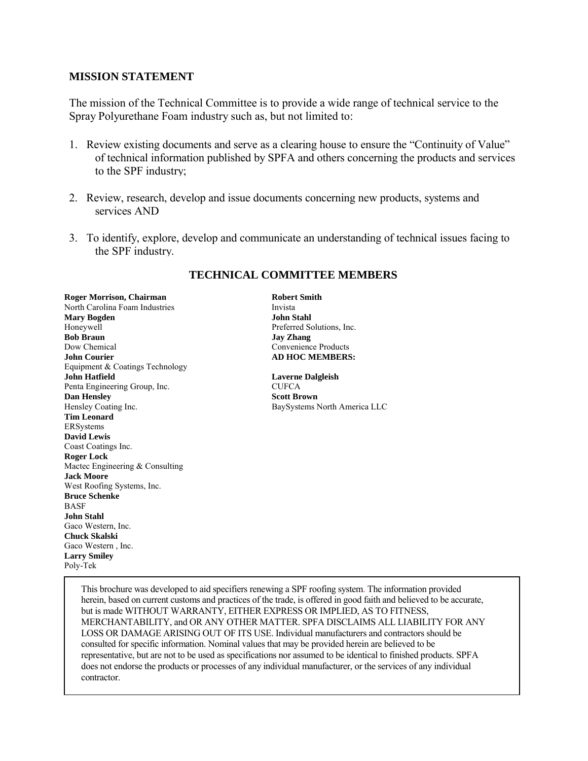## MISSION STATEMENT

The mission of the Technical Committee is to provide a wide range of technical service to the Spray Polyurethane Foam industry such as, but not limited to:

1. Review existing documents and serve as a clearing house to ensure the "Continuity of Value" of technical information published by SPFA and others concerning the products and services to the SPF industry;

2. Review, research, develop and issue documents concerning new products, systems and services AND

3. To identify, explore, develop and communicate an understanding of technical issues facing to the SPF industry.

## TECHNICAL COMMITTEE MEMBERS

**Roger Morrison, Chairman**
North Carolina Foam Industries
**Mary Bogden**
Honeywell
**Bob Braun**
Dow Chemical
**John Courier**
Equipment & Coatings Technology
**John Hatfield**
Penta Engineering Group, Inc.
**Dan Hensley**
Hensley Coating Inc.
**Tim Leonard**
ERSystems
**David Lewis**
Coast Coatings Inc.
**Roger Lock**
Mactec Engineering & Consulting
**Jack Moore**
West Roofing Systems, Inc.
**Bruce Schenke**
BASF
**John Stahl**
Gaco Western, Inc.
**Chuck Skalski**
Gaco Western , Inc.
**Larry Smiley**
Poly-Tek
**Robert Smith**
Invista
**John Stahl**
Preferred Solutions, Inc.
**Jay Zhang**
Convenience Products

**AD HOC MEMBERS:**

**Laverne Dalgleish**
CUFCA
**Scott Brown**
BaySystems North America LLC

This brochure was developed to aid specifiers renewing a SPF roofing system. The information provided herein, based on current customs and practices of the trade, is offered in good faith and believed to be accurate, but is made WITHOUT WARRANTY, EITHER EXPRESS OR IMPLIED, AS TO FITNESS, MERCHANTABILITY, and OR ANY OTHER MATTER. SPFA DISCLAIMS ALL LIABILITY FOR ANY LOSS OR DAMAGE ARISING OUT OF ITS USE. Individual manufacturers and contractors should be consulted for specific information. Nominal values that may be provided herein are believed to be representative, but are not to be used as specifications nor assumed to be identical to finished products. SPFA does not endorse the products or processes of any individual manufacturer, or the services of any individual contractor.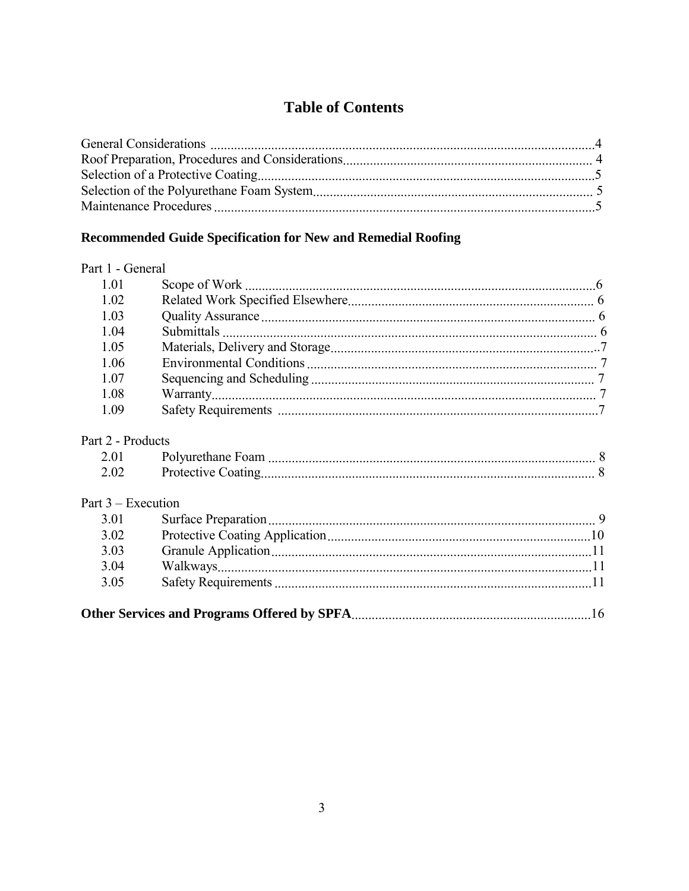# Table of Contents

General Considerations ....................................................................................................4
Roof Preparation, Procedures and Considerations........................................................................ 4
Selection of a Protective Coating....................................................................................................5
Selection of the Polyurethane Foam System.................................................................................. 5
Maintenance Procedures ................................................................................................................5

## Recommended Guide Specification for New and Remedial Roofing

Part 1 - General

| | | |
|---|---|---|
| 1.01 | Scope of Work | 6 |
| 1.02 | Related Work Specified Elsewhere | 6 |
| 1.03 | Quality Assurance | 6 |
| 1.04 | Submittals | 6 |
| 1.05 | Materials, Delivery and Storage | 7 |
| 1.06 | Environmental Conditions | 7 |
| 1.07 | Sequencing and Scheduling | 7 |
| 1.08 | Warranty | 7 |
| 1.09 | Safety Requirements | 7 |

Part 2 - Products

| | | |
|---|---|---|
| 2.01 | Polyurethane Foam | 8 |
| 2.02 | Protective Coating | 8 |

Part 3 – Execution

| | | |
|---|---|---|
| 3.01 | Surface Preparation | 9 |
| 3.02 | Protective Coating Application | 10 |
| 3.03 | Granule Application | 11 |
| 3.04 | Walkways | 11 |
| 3.05 | Safety Requirements | 11 |

**Other Services and Programs Offered by SPFA**......................................................................16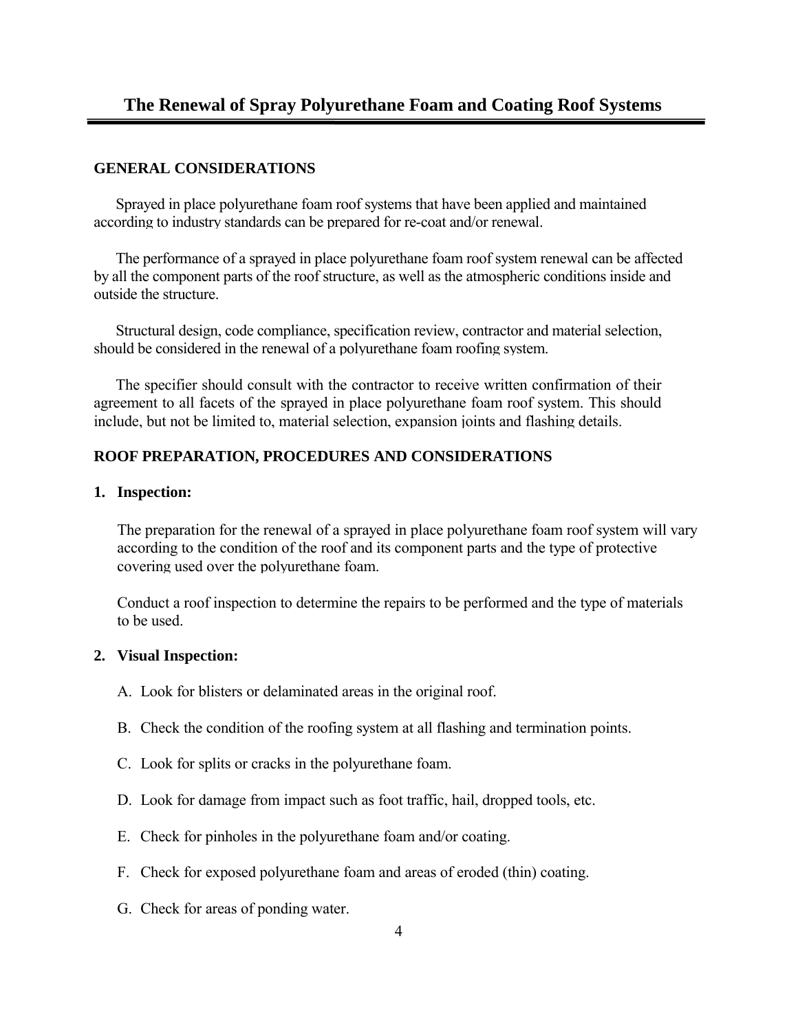# The Renewal of Spray Polyurethane Foam and Coating Roof Systems

## GENERAL CONSIDERATIONS

Sprayed in place polyurethane foam roof systems that have been applied and maintained according to industry standards can be prepared for re-coat and/or renewal.

The performance of a sprayed in place polyurethane foam roof system renewal can be affected by all the component parts of the roof structure, as well as the atmospheric conditions inside and outside the structure.

Structural design, code compliance, specification review, contractor and material selection, should be considered in the renewal of a polyurethane foam roofing system.

The specifier should consult with the contractor to receive written confirmation of their agreement to all facets of the sprayed in place polyurethane foam roof system. This should include, but not be limited to, material selection, expansion joints and flashing details.

## ROOF PREPARATION, PROCEDURES AND CONSIDERATIONS

**1. Inspection:**

The preparation for the renewal of a sprayed in place polyurethane foam roof system will vary according to the condition of the roof and its component parts and the type of protective covering used over the polyurethane foam.

Conduct a roof inspection to determine the repairs to be performed and the type of materials to be used.

**2. Visual Inspection:**

A. Look for blisters or delaminated areas in the original roof.

B. Check the condition of the roofing system at all flashing and termination points.

C. Look for splits or cracks in the polyurethane foam.

D. Look for damage from impact such as foot traffic, hail, dropped tools, etc.

E. Check for pinholes in the polyurethane foam and/or coating.

F. Check for exposed polyurethane foam and areas of eroded (thin) coating.

G. Check for areas of ponding water.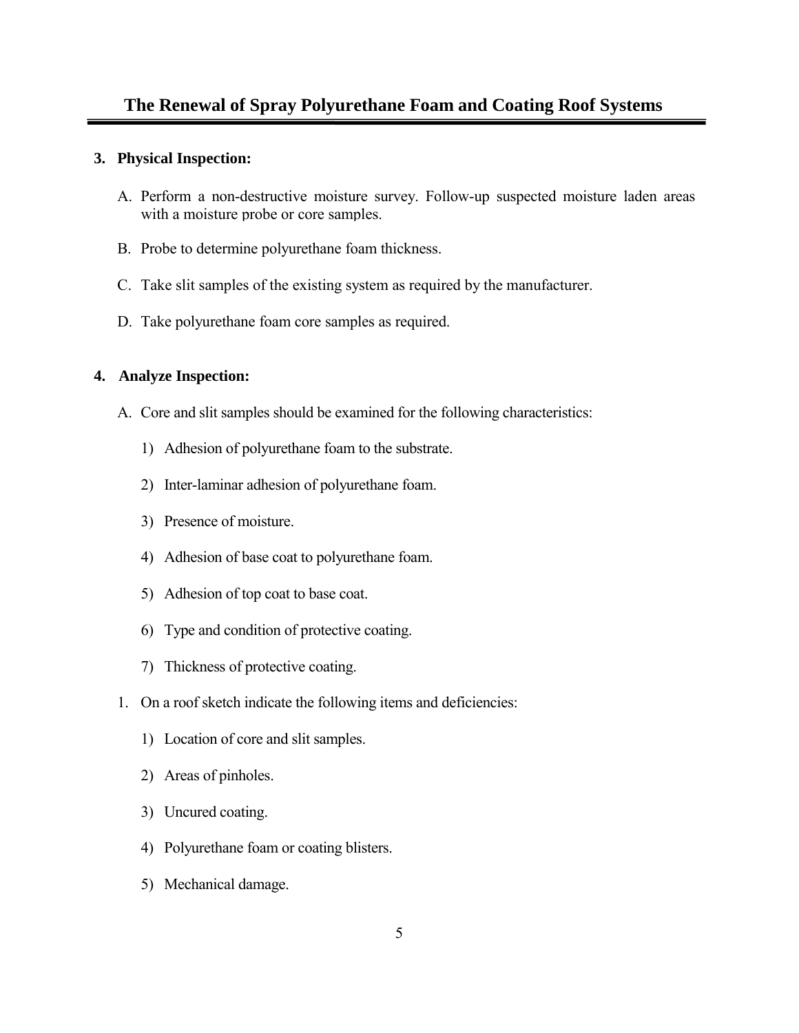**3. Physical Inspection:**

A. Perform a non-destructive moisture survey. Follow-up suspected moisture laden areas with a moisture probe or core samples.

B. Probe to determine polyurethane foam thickness.

C. Take slit samples of the existing system as required by the manufacturer.

D. Take polyurethane foam core samples as required.

**4. Analyze Inspection:**

A. Core and slit samples should be examined for the following characteristics:

1) Adhesion of polyurethane foam to the substrate.

2) Inter-laminar adhesion of polyurethane foam.

3) Presence of moisture.

4) Adhesion of base coat to polyurethane foam.

5) Adhesion of top coat to base coat.

6) Type and condition of protective coating.

7) Thickness of protective coating.

1. On a roof sketch indicate the following items and deficiencies:

1) Location of core and slit samples.

2) Areas of pinholes.

3) Uncured coating.

4) Polyurethane foam or coating blisters.

5) Mechanical damage.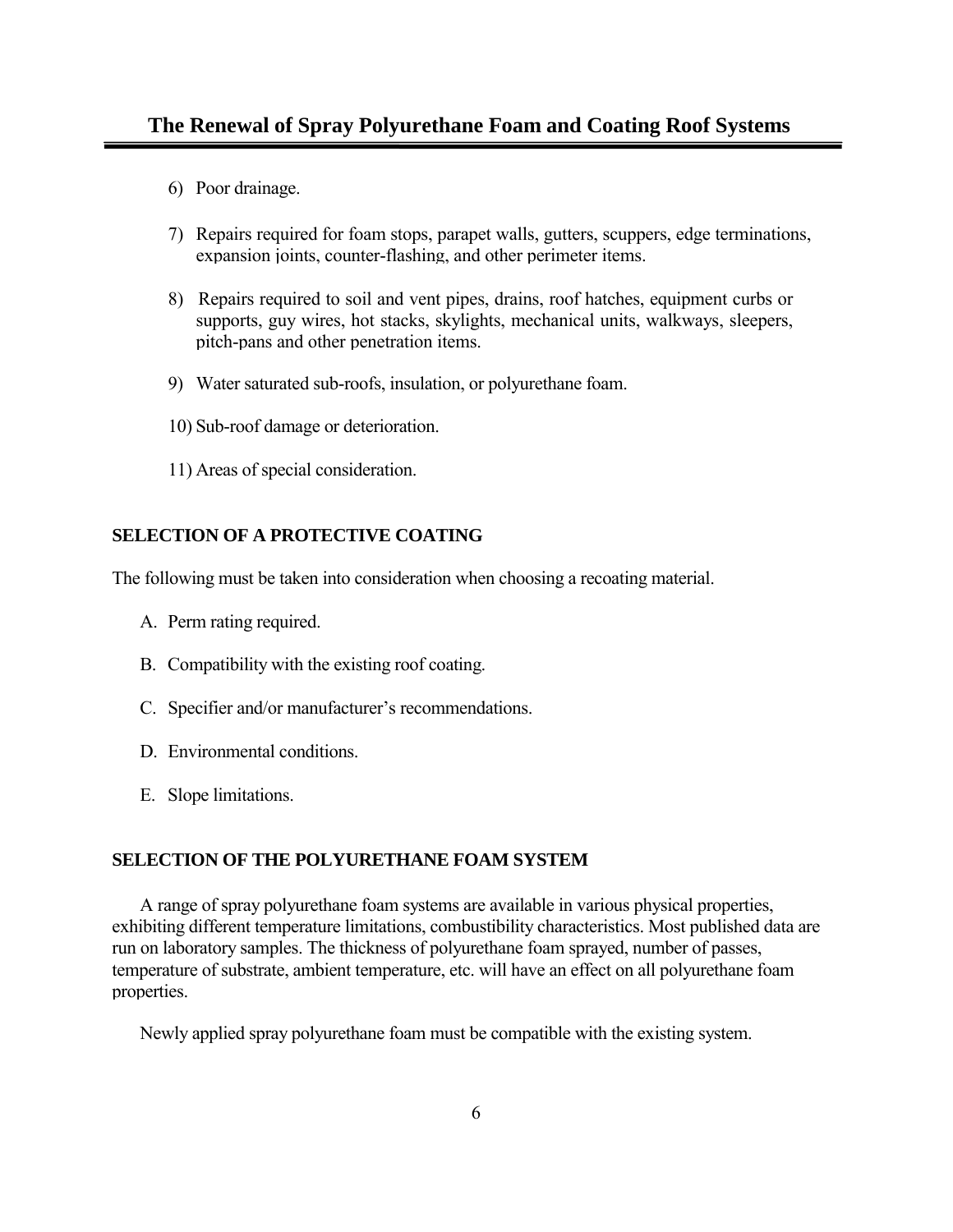6) Poor drainage.

7) Repairs required for foam stops, parapet walls, gutters, scuppers, edge terminations, expansion joints, counter-flashing, and other perimeter items.

8) Repairs required to soil and vent pipes, drains, roof hatches, equipment curbs or supports, guy wires, hot stacks, skylights, mechanical units, walkways, sleepers, pitch-pans and other penetration items.

9) Water saturated sub-roofs, insulation, or polyurethane foam.

10) Sub-roof damage or deterioration.

11) Areas of special consideration.

## SELECTION OF A PROTECTIVE COATING

The following must be taken into consideration when choosing a recoating material.

A. Perm rating required.

B. Compatibility with the existing roof coating.

C. Specifier and/or manufacturer's recommendations.

D. Environmental conditions.

E. Slope limitations.

## SELECTION OF THE POLYURETHANE FOAM SYSTEM

A range of spray polyurethane foam systems are available in various physical properties, exhibiting different temperature limitations, combustibility characteristics. Most published data are run on laboratory samples. The thickness of polyurethane foam sprayed, number of passes, temperature of substrate, ambient temperature, etc. will have an effect on all polyurethane foam properties.

Newly applied spray polyurethane foam must be compatible with the existing system.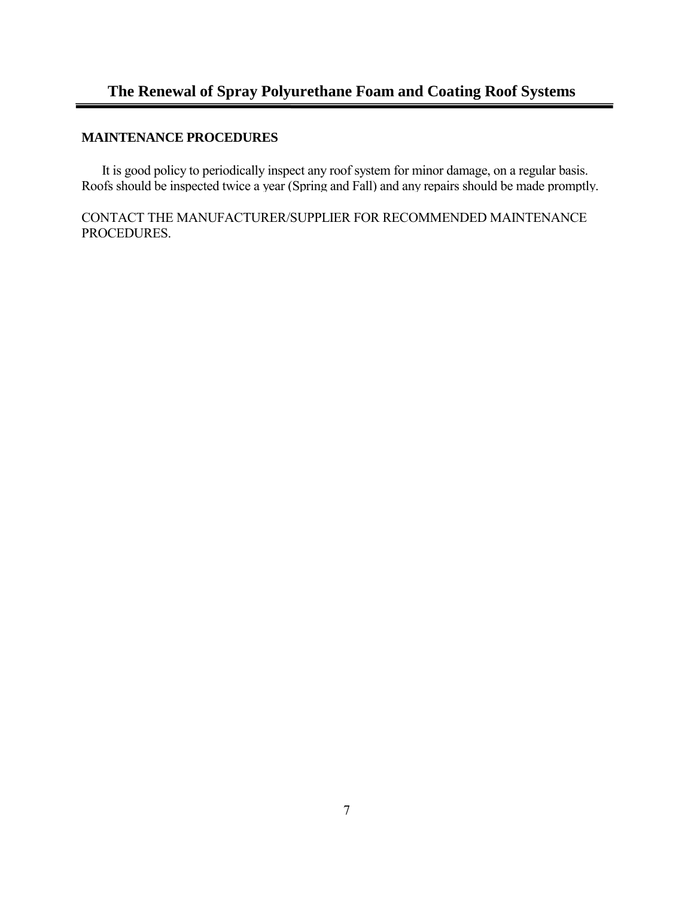## MAINTENANCE PROCEDURES

It is good policy to periodically inspect any roof system for minor damage, on a regular basis. Roofs should be inspected twice a year (Spring and Fall) and any repairs should be made promptly.

CONTACT THE MANUFACTURER/SUPPLIER FOR RECOMMENDED MAINTENANCE PROCEDURES.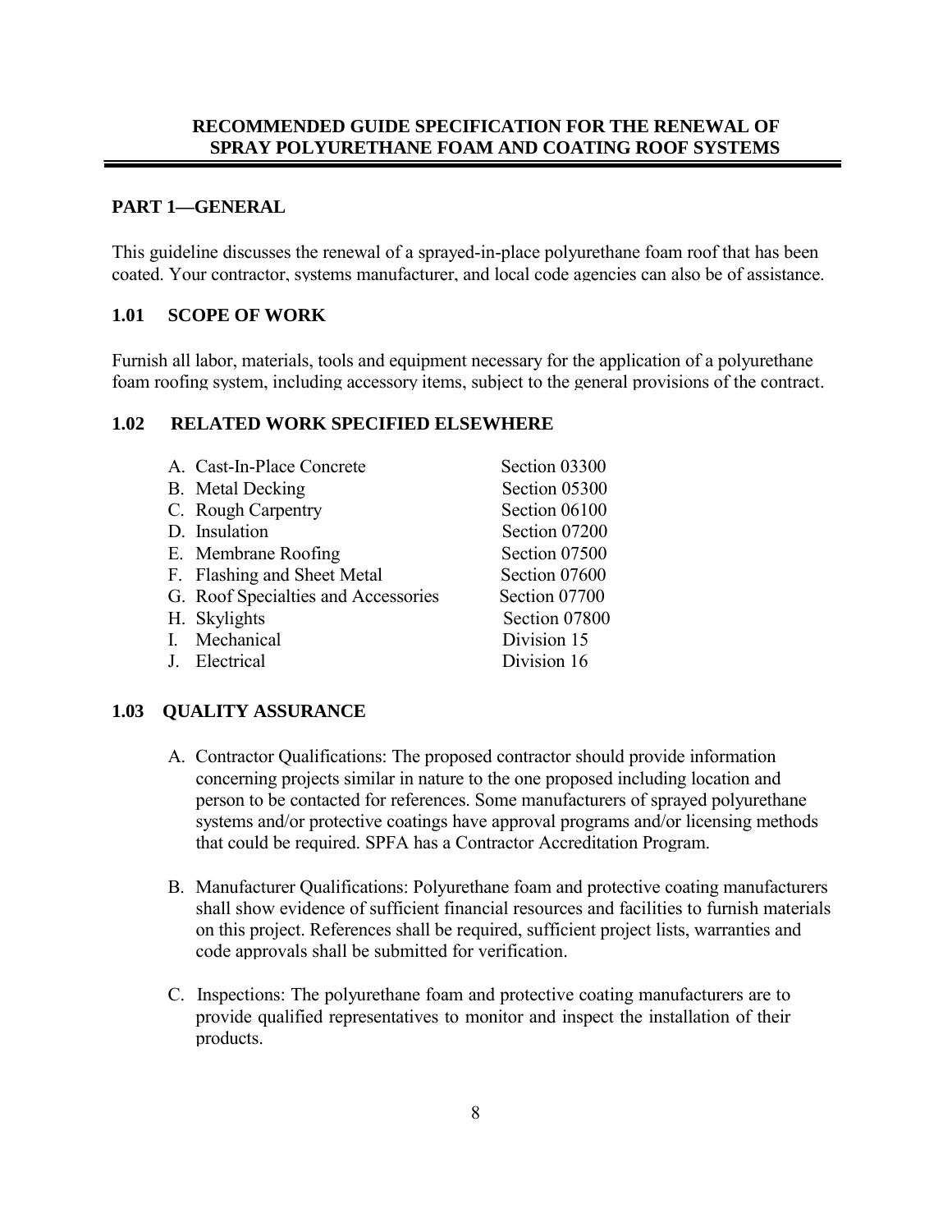## RECOMMENDED GUIDE SPECIFICATION FOR THE RENEWAL OF SPRAY POLYURETHANE FOAM AND COATING ROOF SYSTEMS

### PART 1—GENERAL

This guideline discusses the renewal of a sprayed-in-place polyurethane foam roof that has been coated. Your contractor, systems manufacturer, and local code agencies can also be of assistance.

#### 1.01 SCOPE OF WORK

Furnish all labor, materials, tools and equipment necessary for the application of a polyurethane foam roofing system, including accessory items, subject to the general provisions of the contract.

#### 1.02 RELATED WORK SPECIFIED ELSEWHERE

| | |
|---|---|
| A. Cast-In-Place Concrete | Section 03300 |
| B. Metal Decking | Section 05300 |
| C. Rough Carpentry | Section 06100 |
| D. Insulation | Section 07200 |
| E. Membrane Roofing | Section 07500 |
| F. Flashing and Sheet Metal | Section 07600 |
| G. Roof Specialties and Accessories | Section 07700 |
| H. Skylights | Section 07800 |
| I. Mechanical | Division 15 |
| J. Electrical | Division 16 |

#### 1.03 QUALITY ASSURANCE

A. Contractor Qualifications: The proposed contractor should provide information concerning projects similar in nature to the one proposed including location and person to be contacted for references. Some manufacturers of sprayed polyurethane systems and/or protective coatings have approval programs and/or licensing methods that could be required. SPFA has a Contractor Accreditation Program.

B. Manufacturer Qualifications: Polyurethane foam and protective coating manufacturers shall show evidence of sufficient financial resources and facilities to furnish materials on this project. References shall be required, sufficient project lists, warranties and code approvals shall be submitted for verification.

C. Inspections: The polyurethane foam and protective coating manufacturers are to provide qualified representatives to monitor and inspect the installation of their products.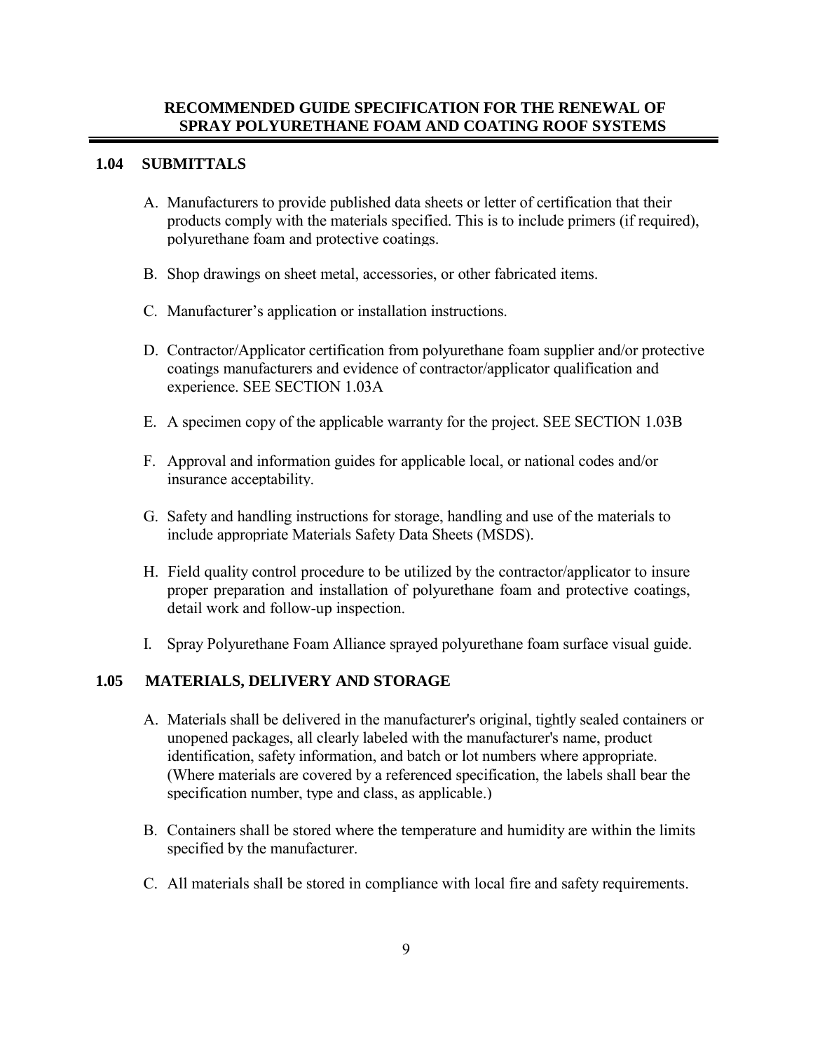## 1.04 SUBMITTALS

A. Manufacturers to provide published data sheets or letter of certification that their products comply with the materials specified. This is to include primers (if required), polyurethane foam and protective coatings.

B. Shop drawings on sheet metal, accessories, or other fabricated items.

C. Manufacturer's application or installation instructions.

D. Contractor/Applicator certification from polyurethane foam supplier and/or protective coatings manufacturers and evidence of contractor/applicator qualification and experience. SEE SECTION 1.03A

E. A specimen copy of the applicable warranty for the project. SEE SECTION 1.03B

F. Approval and information guides for applicable local, or national codes and/or insurance acceptability.

G. Safety and handling instructions for storage, handling and use of the materials to include appropriate Materials Safety Data Sheets (MSDS).

H. Field quality control procedure to be utilized by the contractor/applicator to insure proper preparation and installation of polyurethane foam and protective coatings, detail work and follow-up inspection.

I. Spray Polyurethane Foam Alliance sprayed polyurethane foam surface visual guide.

## 1.05 MATERIALS, DELIVERY AND STORAGE

A. Materials shall be delivered in the manufacturer's original, tightly sealed containers or unopened packages, all clearly labeled with the manufacturer's name, product identification, safety information, and batch or lot numbers where appropriate. (Where materials are covered by a referenced specification, the labels shall bear the specification number, type and class, as applicable.)

B. Containers shall be stored where the temperature and humidity are within the limits specified by the manufacturer.

C. All materials shall be stored in compliance with local fire and safety requirements.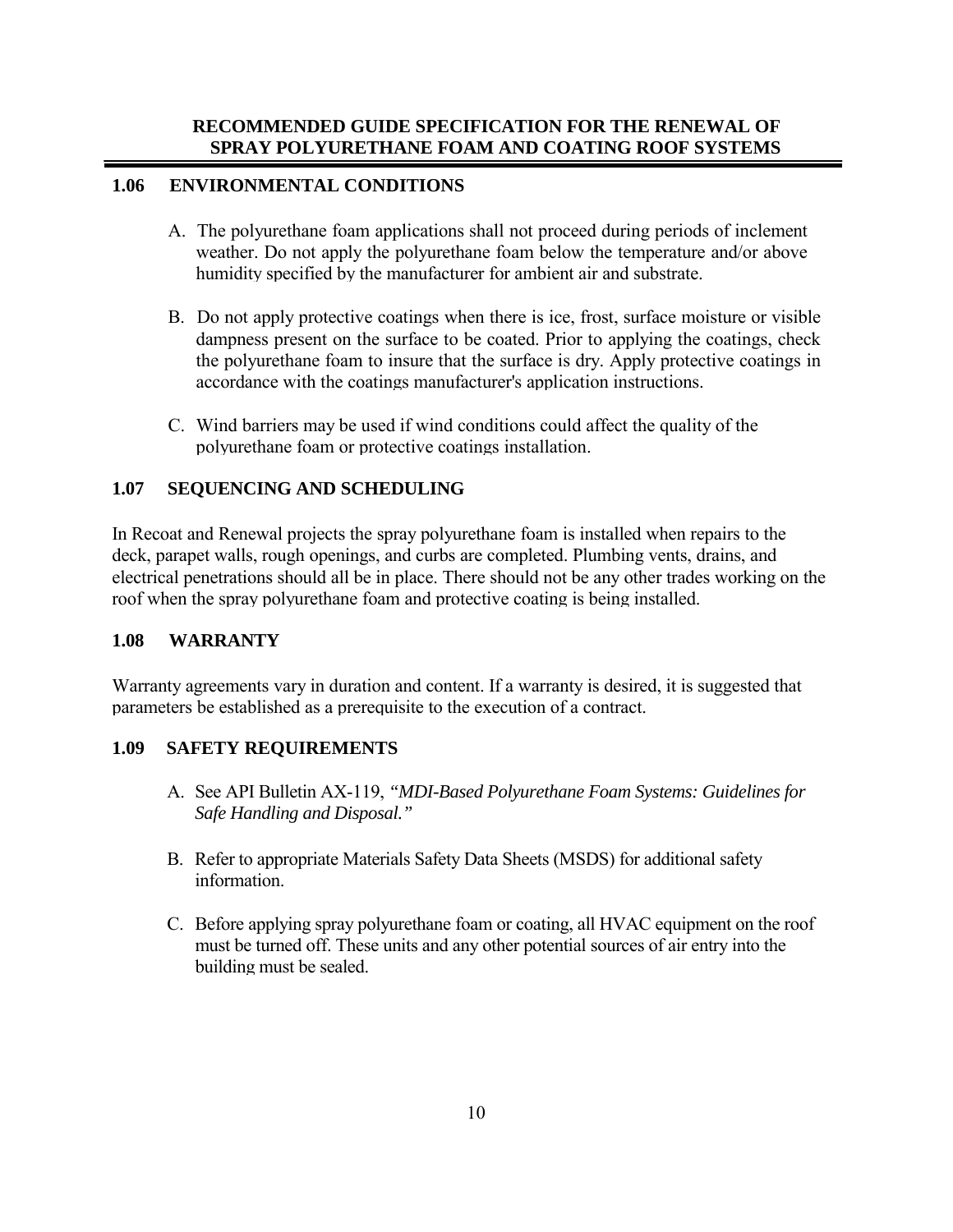## 1.06 ENVIRONMENTAL CONDITIONS

A. The polyurethane foam applications shall not proceed during periods of inclement weather. Do not apply the polyurethane foam below the temperature and/or above humidity specified by the manufacturer for ambient air and substrate.

B. Do not apply protective coatings when there is ice, frost, surface moisture or visible dampness present on the surface to be coated. Prior to applying the coatings, check the polyurethane foam to insure that the surface is dry. Apply protective coatings in accordance with the coatings manufacturer's application instructions.

C. Wind barriers may be used if wind conditions could affect the quality of the polyurethane foam or protective coatings installation.

## 1.07 SEQUENCING AND SCHEDULING

In Recoat and Renewal projects the spray polyurethane foam is installed when repairs to the deck, parapet walls, rough openings, and curbs are completed. Plumbing vents, drains, and electrical penetrations should all be in place. There should not be any other trades working on the roof when the spray polyurethane foam and protective coating is being installed.

## 1.08 WARRANTY

Warranty agreements vary in duration and content. If a warranty is desired, it is suggested that parameters be established as a prerequisite to the execution of a contract.

## 1.09 SAFETY REQUIREMENTS

A. See API Bulletin AX-119, *"MDI-Based Polyurethane Foam Systems: Guidelines for Safe Handling and Disposal."*

B. Refer to appropriate Materials Safety Data Sheets (MSDS) for additional safety information.

C. Before applying spray polyurethane foam or coating, all HVAC equipment on the roof must be turned off. These units and any other potential sources of air entry into the building must be sealed.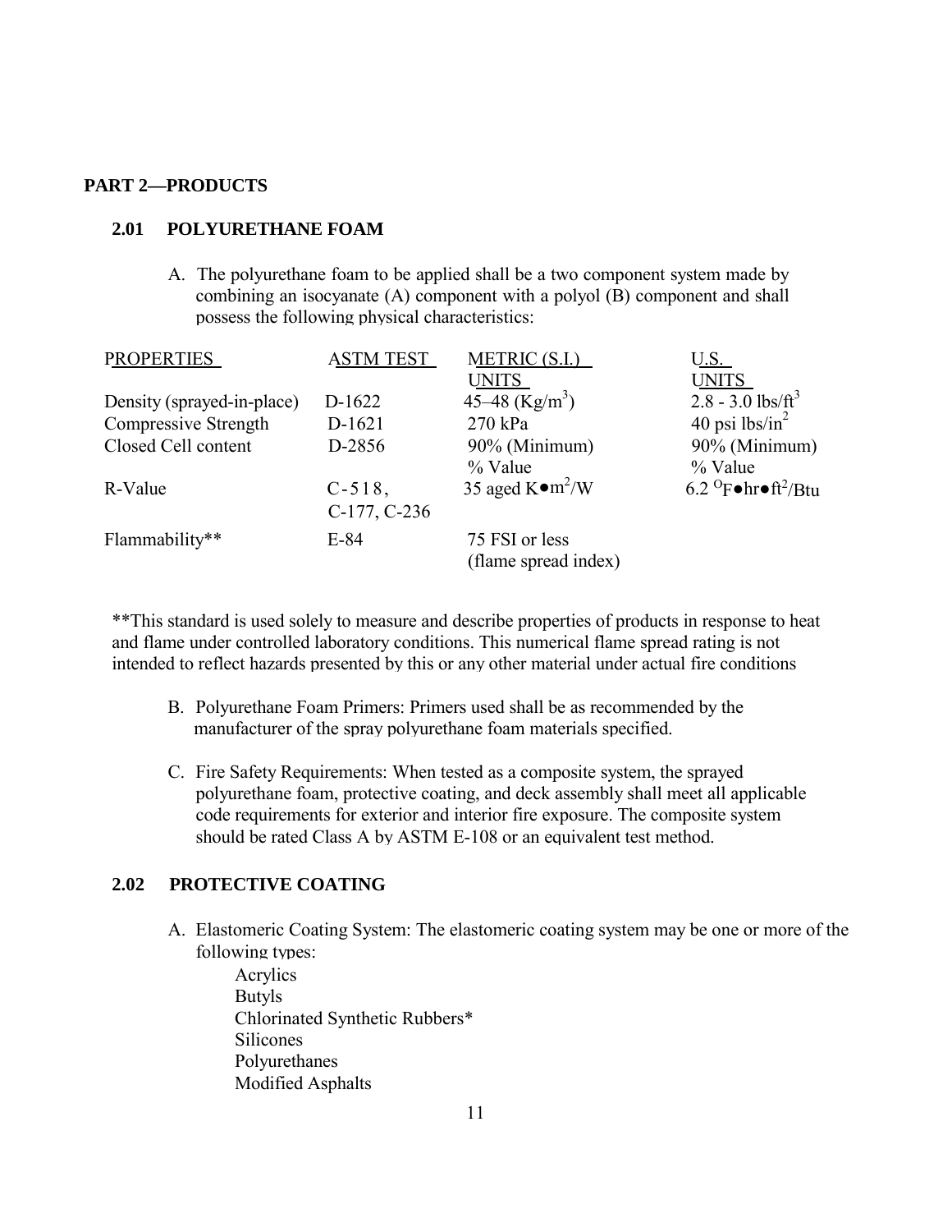# PART 2—PRODUCTS

## 2.01 POLYURETHANE FOAM

A. The polyurethane foam to be applied shall be a two component system made by combining an isocyanate (A) component with a polyol (B) component and shall possess the following physical characteristics:

| PROPERTIES | ASTM TEST | METRIC (S.I.) UNITS | U.S. UNITS |
|---|---|---|---|
| Density (sprayed-in-place) | D-1622 | 45–48 ($Kg/m^3$) | 2.8 - 3.0 $lbs/ft^3$ |
| Compressive Strength | D-1621 | 270 kPa | 40 psi $lbs/in^2$ |
| Closed Cell content | D-2856 | 90% (Minimum) % Value | 90% (Minimum) % Value |
| R-Value | C-518, C-177, C-236 | 35 aged $K \bullet m^2/W$ | 6.2 $^{O}F \bullet hr \bullet ft^2/Btu$ |
| Flammability** | E-84 | 75 FSI or less (flame spread index) | |

**This standard is used solely to measure and describe properties of products in response to heat and flame under controlled laboratory conditions. This numerical flame spread rating is not intended to reflect hazards presented by this or any other material under actual fire conditions

B. Polyurethane Foam Primers: Primers used shall be as recommended by the manufacturer of the spray polyurethane foam materials specified.

C. Fire Safety Requirements: When tested as a composite system, the sprayed polyurethane foam, protective coating, and deck assembly shall meet all applicable code requirements for exterior and interior fire exposure. The composite system should be rated Class A by ASTM E-108 or an equivalent test method.

## 2.02 PROTECTIVE COATING

A. Elastomeric Coating System: The elastomeric coating system may be one or more of the following types:

- Acrylics
- Butyls
- Chlorinated Synthetic Rubbers*
- Silicones
- Polyurethanes
- Modified Asphalts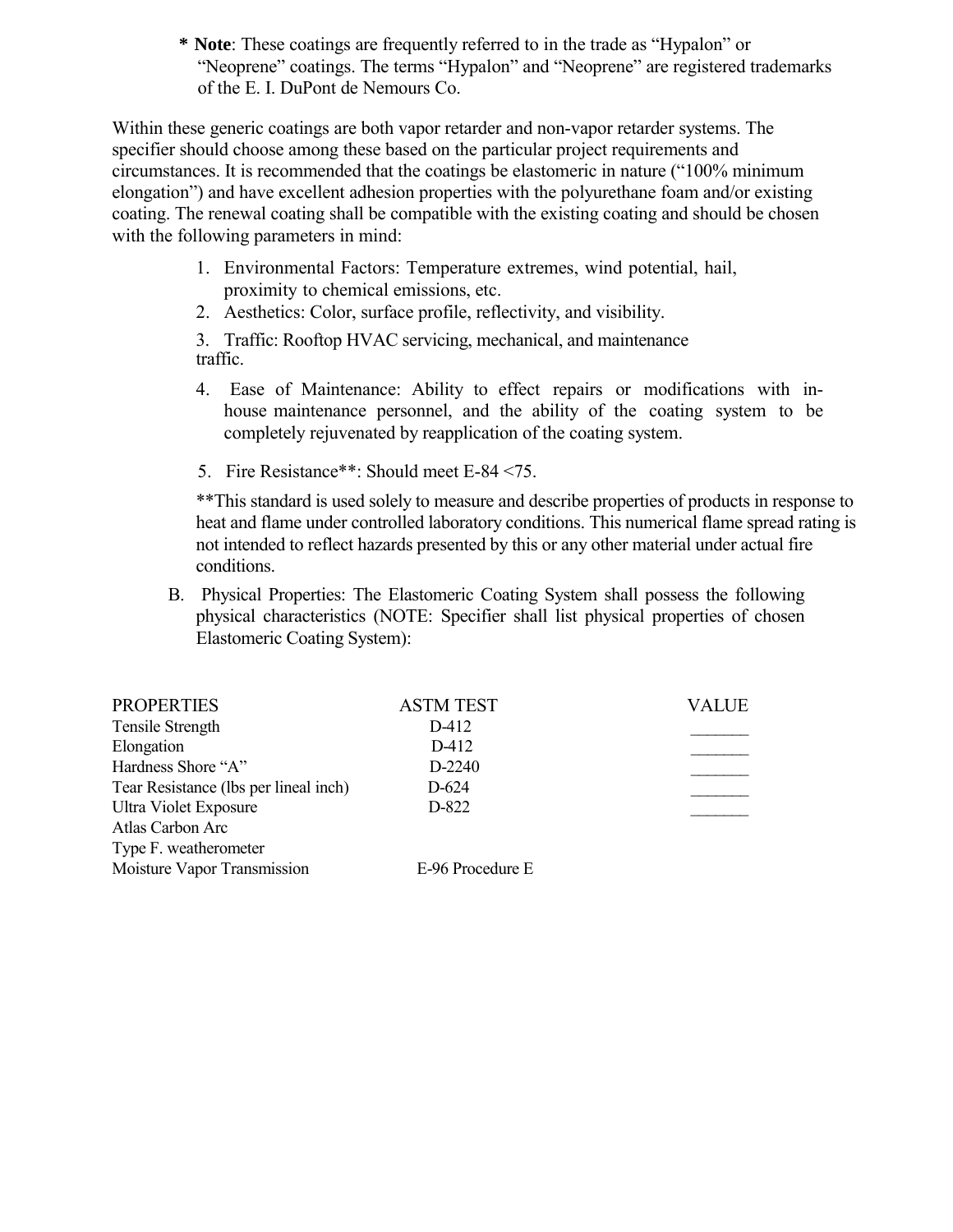**\* Note**: These coatings are frequently referred to in the trade as "Hypalon" or "Neoprene" coatings. The terms "Hypalon" and "Neoprene" are registered trademarks of the E. I. DuPont de Nemours Co.

Within these generic coatings are both vapor retarder and non-vapor retarder systems. The specifier should choose among these based on the particular project requirements and circumstances. It is recommended that the coatings be elastomeric in nature ("100% minimum elongation") and have excellent adhesion properties with the polyurethane foam and/or existing coating. The renewal coating shall be compatible with the existing coating and should be chosen with the following parameters in mind:

1. Environmental Factors: Temperature extremes, wind potential, hail, proximity to chemical emissions, etc.
2. Aesthetics: Color, surface profile, reflectivity, and visibility.
3. Traffic: Rooftop HVAC servicing, mechanical, and maintenance traffic.
4. Ease of Maintenance: Ability to effect repairs or modifications with in-house maintenance personnel, and the ability of the coating system to be completely rejuvenated by reapplication of the coating system.
5. Fire Resistance**: Should meet E-84 <75.

**This standard is used solely to measure and describe properties of products in response to heat and flame under controlled laboratory conditions. This numerical flame spread rating is not intended to reflect hazards presented by this or any other material under actual fire conditions.

B. Physical Properties: The Elastomeric Coating System shall possess the following physical characteristics (NOTE: Specifier shall list physical properties of chosen Elastomeric Coating System):

| PROPERTIES | ASTM TEST | VALUE |
|---|---|---|
| Tensile Strength | D-412 | _______ |
| Elongation | D-412 | _______ |
| Hardness Shore "A" | D-2240 | _______ |
| Tear Resistance (lbs per lineal inch) | D-624 | _______ |
| Ultra Violet Exposure | D-822 | _______ |
| Atlas Carbon Arc | | |
| Type F. weatherometer | | |
| Moisture Vapor Transmission | E-96 Procedure E | |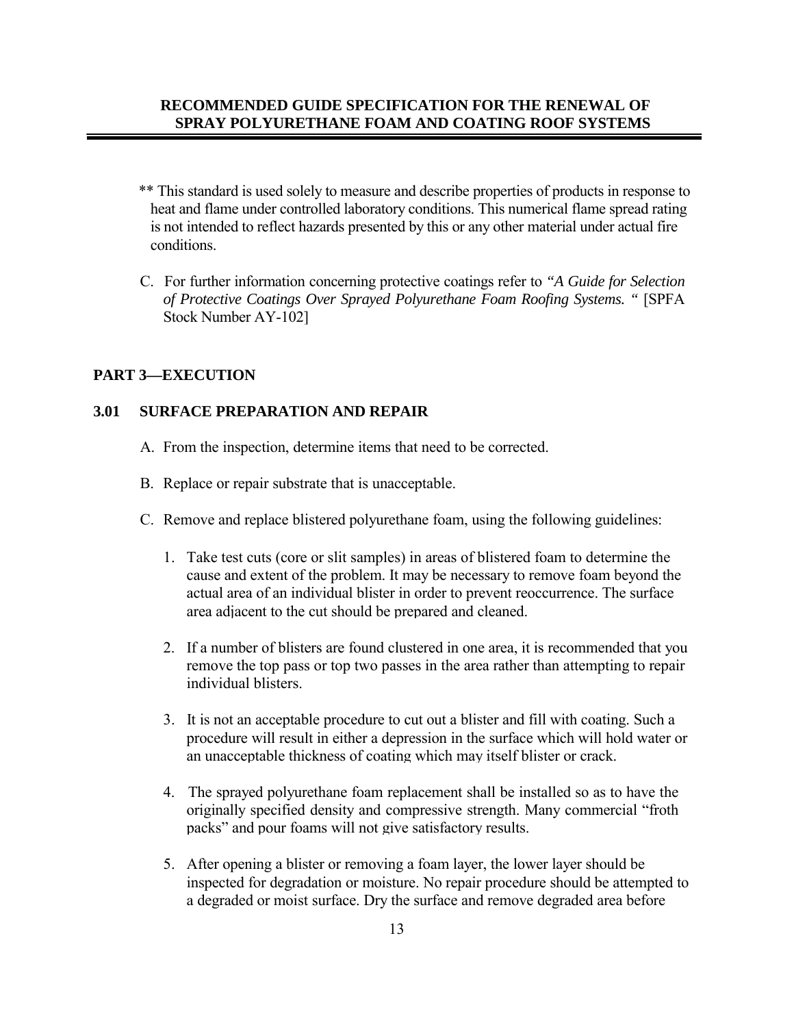** This standard is used solely to measure and describe properties of products in response to heat and flame under controlled laboratory conditions. This numerical flame spread rating is not intended to reflect hazards presented by this or any other material under actual fire conditions.

C. For further information concerning protective coatings refer to *"A Guide for Selection of Protective Coatings Over Sprayed Polyurethane Foam Roofing Systems. "* [SPFA Stock Number AY-102]

## PART 3—EXECUTION

### 3.01 SURFACE PREPARATION AND REPAIR

A. From the inspection, determine items that need to be corrected.

B. Replace or repair substrate that is unacceptable.

C. Remove and replace blistered polyurethane foam, using the following guidelines:

1. Take test cuts (core or slit samples) in areas of blistered foam to determine the cause and extent of the problem. It may be necessary to remove foam beyond the actual area of an individual blister in order to prevent reoccurrence. The surface area adjacent to the cut should be prepared and cleaned.

2. If a number of blisters are found clustered in one area, it is recommended that you remove the top pass or top two passes in the area rather than attempting to repair individual blisters.

3. It is not an acceptable procedure to cut out a blister and fill with coating. Such a procedure will result in either a depression in the surface which will hold water or an unacceptable thickness of coating which may itself blister or crack.

4. The sprayed polyurethane foam replacement shall be installed so as to have the originally specified density and compressive strength. Many commercial "froth packs" and pour foams will not give satisfactory results.

5. After opening a blister or removing a foam layer, the lower layer should be inspected for degradation or moisture. No repair procedure should be attempted to a degraded or moist surface. Dry the surface and remove degraded area before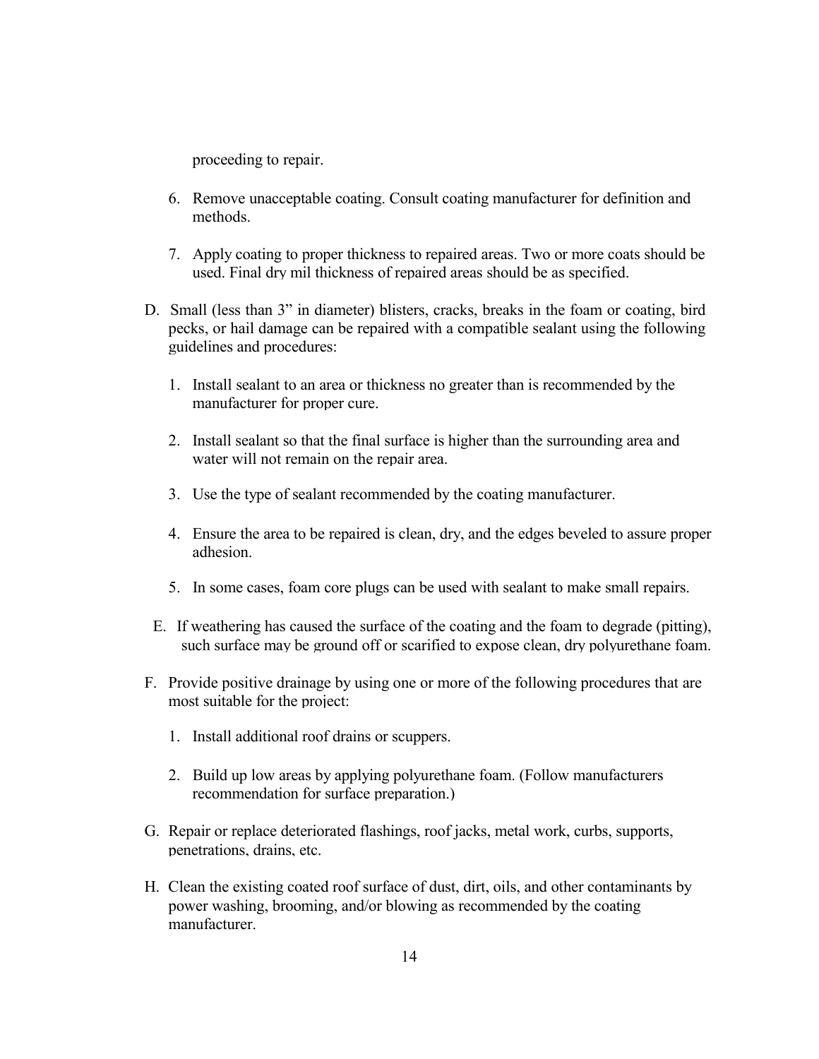proceeding to repair.

6. Remove unacceptable coating. Consult coating manufacturer for definition and methods.

7. Apply coating to proper thickness to repaired areas. Two or more coats should be used. Final dry mil thickness of repaired areas should be as specified.

D. Small (less than 3" in diameter) blisters, cracks, breaks in the foam or coating, bird pecks, or hail damage can be repaired with a compatible sealant using the following guidelines and procedures:

   1. Install sealant to an area or thickness no greater than is recommended by the manufacturer for proper cure.

   2. Install sealant so that the final surface is higher than the surrounding area and water will not remain on the repair area.

   3. Use the type of sealant recommended by the coating manufacturer.

   4. Ensure the area to be repaired is clean, dry, and the edges beveled to assure proper adhesion.

   5. In some cases, foam core plugs can be used with sealant to make small repairs.

E. If weathering has caused the surface of the coating and the foam to degrade (pitting), such surface may be ground off or scarified to expose clean, dry polyurethane foam.

F. Provide positive drainage by using one or more of the following procedures that are most suitable for the project:

   1. Install additional roof drains or scuppers.

   2. Build up low areas by applying polyurethane foam. (Follow manufacturers recommendation for surface preparation.)

G. Repair or replace deteriorated flashings, roof jacks, metal work, curbs, supports, penetrations, drains, etc.

H. Clean the existing coated roof surface of dust, dirt, oils, and other contaminants by power washing, brooming, and/or blowing as recommended by the coating manufacturer.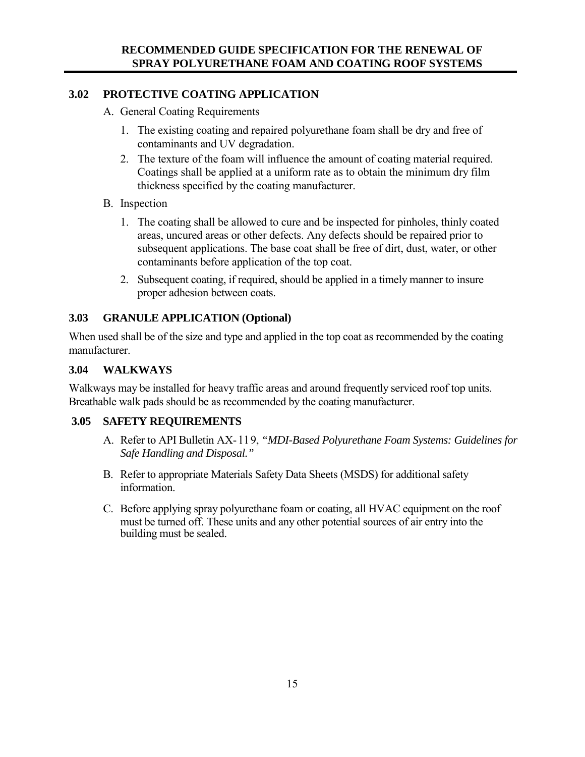### 3.02 PROTECTIVE COATING APPLICATION

A. General Coating Requirements

1. The existing coating and repaired polyurethane foam shall be dry and free of contaminants and UV degradation.
2. The texture of the foam will influence the amount of coating material required. Coatings shall be applied at a uniform rate as to obtain the minimum dry film thickness specified by the coating manufacturer.

B. Inspection

1. The coating shall be allowed to cure and be inspected for pinholes, thinly coated areas, uncured areas or other defects. Any defects should be repaired prior to subsequent applications. The base coat shall be free of dirt, dust, water, or other contaminants before application of the top coat.
2. Subsequent coating, if required, should be applied in a timely manner to insure proper adhesion between coats.

### 3.03 GRANULE APPLICATION (Optional)

When used shall be of the size and type and applied in the top coat as recommended by the coating manufacturer.

### 3.04 WALKWAYS

Walkways may be installed for heavy traffic areas and around frequently serviced roof top units. Breathable walk pads should be as recommended by the coating manufacturer.

### 3.05 SAFETY REQUIREMENTS

A. Refer to API Bulletin AX-119, *"MDI-Based Polyurethane Foam Systems: Guidelines for Safe Handling and Disposal."*

B. Refer to appropriate Materials Safety Data Sheets (MSDS) for additional safety information.

C. Before applying spray polyurethane foam or coating, all HVAC equipment on the roof must be turned off. These units and any other potential sources of air entry into the building must be sealed.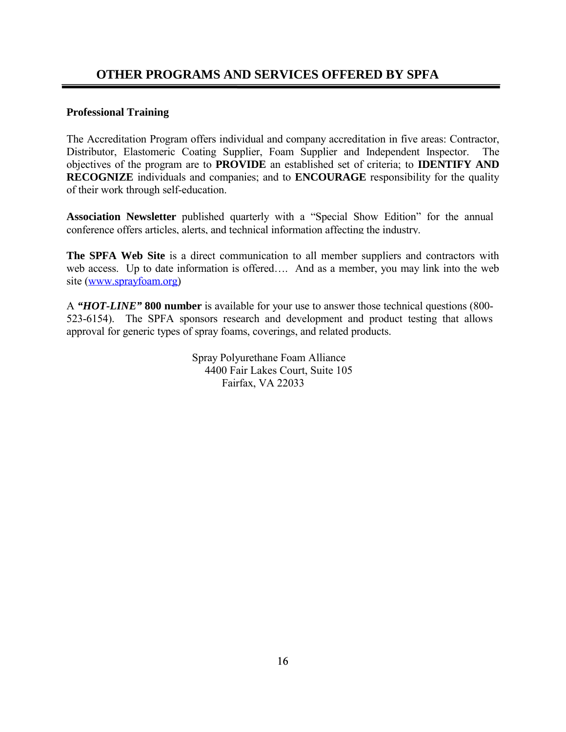## OTHER PROGRAMS AND SERVICES OFFERED BY SPFA

**Professional Training**

The Accreditation Program offers individual and company accreditation in five areas: Contractor, Distributor, Elastomeric Coating Supplier, Foam Supplier and Independent Inspector. The objectives of the program are to **PROVIDE** an established set of criteria; to **IDENTIFY AND RECOGNIZE** individuals and companies; and to **ENCOURAGE** responsibility for the quality of their work through self-education.

**Association Newsletter** published quarterly with a "Special Show Edition" for the annual conference offers articles, alerts, and technical information affecting the industry.

**The SPFA Web Site** is a direct communication to all member suppliers and contractors with web access. Up to date information is offered…. And as a member, you may link into the web site ([www.sprayfoam.org](http://www.sprayfoam.org))

A ***"HOT-LINE"*** **800 number** is available for your use to answer those technical questions (800-523-6154). The SPFA sponsors research and development and product testing that allows approval for generic types of spray foams, coverings, and related products.

Spray Polyurethane Foam Alliance
4400 Fair Lakes Court, Suite 105
Fairfax, VA 22033